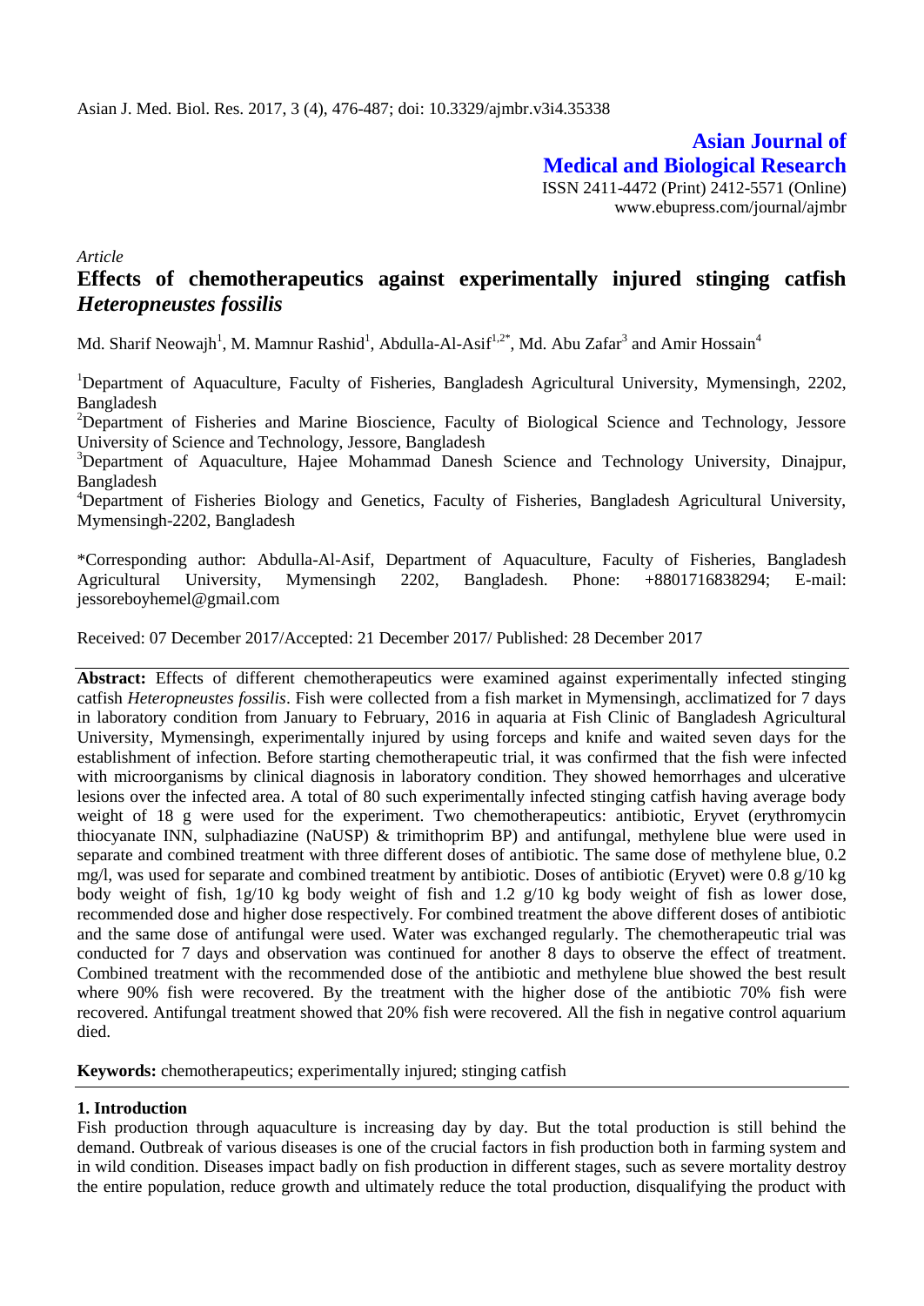Asian J. Med. Biol. Res. 2017, 3 (4), 476-487; doi: 10.3329/ajmbr.v3i4.35338

**Asian Journal of Medical and Biological Research**
ISSN 2411-4472 (Print) 2412-5571 (Online)
www.ebupress.com/journal/ajmbr

*Article*

# Effects of chemotherapeutics against experimentally injured stinging catfish *Heteropneustes fossilis*

Md. Sharif Neowajh[1], M. Mamnur Rashid[1], Abdulla-Al-Asif[1,2*], Md. Abu Zafar[3] and Amir Hossain[4]

[1]Department of Aquaculture, Faculty of Fisheries, Bangladesh Agricultural University, Mymensingh, 2202, Bangladesh

[2]Department of Fisheries and Marine Bioscience, Faculty of Biological Science and Technology, Jessore University of Science and Technology, Jessore, Bangladesh

[3]Department of Aquaculture, Hajee Mohammad Danesh Science and Technology University, Dinajpur, Bangladesh

[4]Department of Fisheries Biology and Genetics, Faculty of Fisheries, Bangladesh Agricultural University, Mymensingh-2202, Bangladesh

*Corresponding author: Abdulla-Al-Asif, Department of Aquaculture, Faculty of Fisheries, Bangladesh Agricultural University, Mymensingh 2202, Bangladesh. Phone: +8801716838294; E-mail: jessoreboyhemel@gmail.com

Received: 07 December 2017/Accepted: 21 December 2017/ Published: 28 December 2017

**Abstract:** Effects of different chemotherapeutics were examined against experimentally infected stinging catfish *Heteropneustes fossilis*. Fish were collected from a fish market in Mymensingh, acclimatized for 7 days in laboratory condition from January to February, 2016 in aquaria at Fish Clinic of Bangladesh Agricultural University, Mymensingh, experimentally injured by using forceps and knife and waited seven days for the establishment of infection. Before starting chemotherapeutic trial, it was confirmed that the fish were infected with microorganisms by clinical diagnosis in laboratory condition. They showed hemorrhages and ulcerative lesions over the infected area. A total of 80 such experimentally infected stinging catfish having average body weight of 18 g were used for the experiment. Two chemotherapeutics: antibiotic, Eryvet (erythromycin thiocyanate INN, sulphadiazine (NaUSP) & trimithoprim BP) and antifungal, methylene blue were used in separate and combined treatment with three different doses of antibiotic. The same dose of methylene blue, 0.2 mg/l, was used for separate and combined treatment by antibiotic. Doses of antibiotic (Eryvet) were 0.8 g/10 kg body weight of fish, 1g/10 kg body weight of fish and 1.2 g/10 kg body weight of fish as lower dose, recommended dose and higher dose respectively. For combined treatment the above different doses of antibiotic and the same dose of antifungal were used. Water was exchanged regularly. The chemotherapeutic trial was conducted for 7 days and observation was continued for another 8 days to observe the effect of treatment. Combined treatment with the recommended dose of the antibiotic and methylene blue showed the best result where 90% fish were recovered. By the treatment with the higher dose of the antibiotic 70% fish were recovered. Antifungal treatment showed that 20% fish were recovered. All the fish in negative control aquarium died.

**Keywords:** chemotherapeutics; experimentally injured; stinging catfish

## 1. Introduction

Fish production through aquaculture is increasing day by day. But the total production is still behind the demand. Outbreak of various diseases is one of the crucial factors in fish production both in farming system and in wild condition. Diseases impact badly on fish production in different stages, such as severe mortality destroy the entire population, reduce growth and ultimately reduce the total production, disqualifying the product with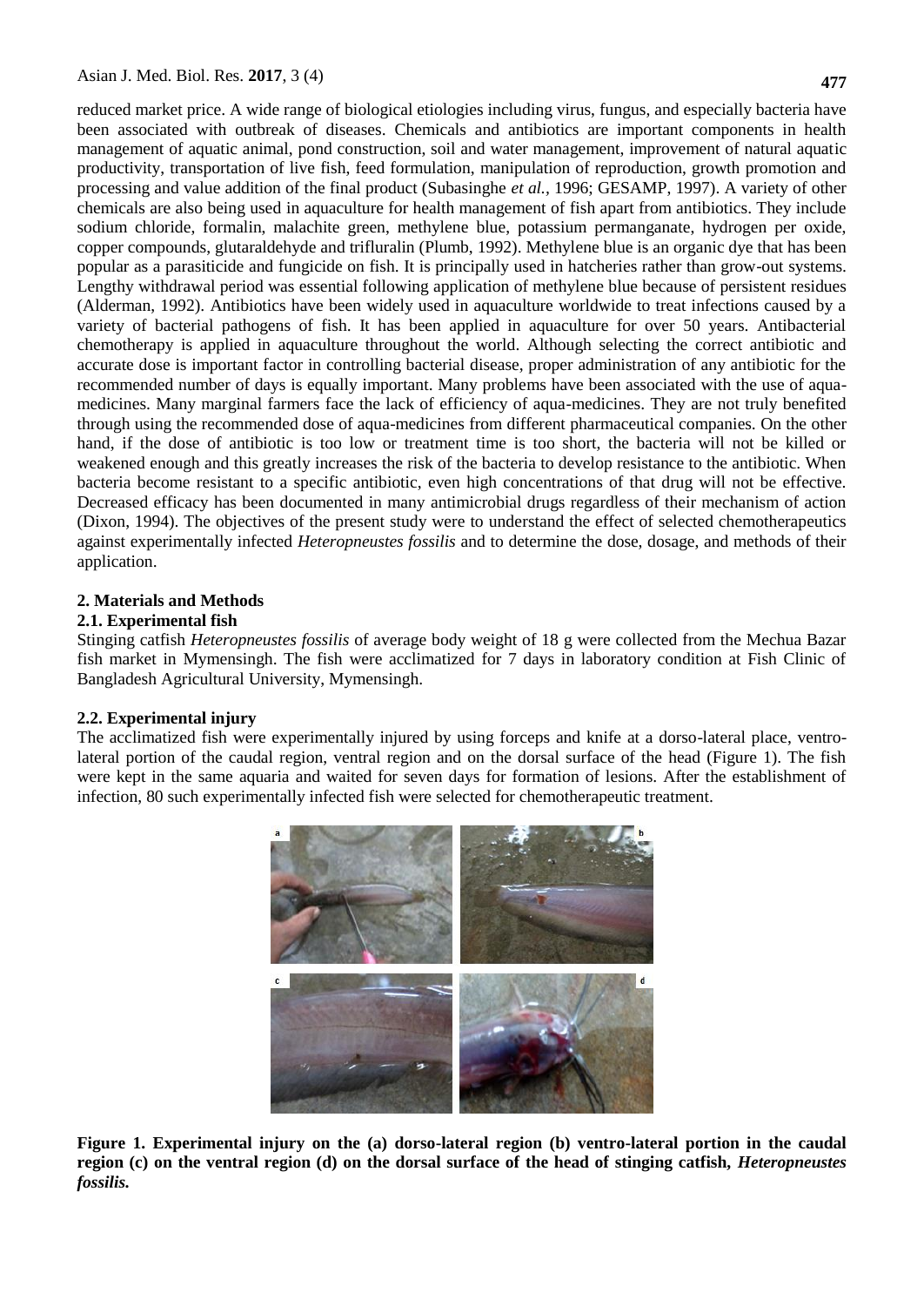reduced market price. A wide range of biological etiologies including virus, fungus, and especially bacteria have been associated with outbreak of diseases. Chemicals and antibiotics are important components in health management of aquatic animal, pond construction, soil and water management, improvement of natural aquatic productivity, transportation of live fish, feed formulation, manipulation of reproduction, growth promotion and processing and value addition of the final product (Subasinghe *et al.*, 1996; GESAMP, 1997). A variety of other chemicals are also being used in aquaculture for health management of fish apart from antibiotics. They include sodium chloride, formalin, malachite green, methylene blue, potassium permanganate, hydrogen per oxide, copper compounds, glutaraldehyde and trifluralin (Plumb, 1992). Methylene blue is an organic dye that has been popular as a parasiticide and fungicide on fish. It is principally used in hatcheries rather than grow-out systems. Lengthy withdrawal period was essential following application of methylene blue because of persistent residues (Alderman, 1992). Antibiotics have been widely used in aquaculture worldwide to treat infections caused by a variety of bacterial pathogens of fish. It has been applied in aquaculture for over 50 years. Antibacterial chemotherapy is applied in aquaculture throughout the world. Although selecting the correct antibiotic and accurate dose is important factor in controlling bacterial disease, proper administration of any antibiotic for the recommended number of days is equally important. Many problems have been associated with the use of aqua-medicines. Many marginal farmers face the lack of efficiency of aqua-medicines. They are not truly benefited through using the recommended dose of aqua-medicines from different pharmaceutical companies. On the other hand, if the dose of antibiotic is too low or treatment time is too short, the bacteria will not be killed or weakened enough and this greatly increases the risk of the bacteria to develop resistance to the antibiotic. When bacteria become resistant to a specific antibiotic, even high concentrations of that drug will not be effective. Decreased efficacy has been documented in many antimicrobial drugs regardless of their mechanism of action (Dixon, 1994). The objectives of the present study were to understand the effect of selected chemotherapeutics against experimentally infected *Heteropneustes fossilis* and to determine the dose, dosage, and methods of their application.

## 2. Materials and Methods

### 2.1. Experimental fish

Stinging catfish *Heteropneustes fossilis* of average body weight of 18 g were collected from the Mechua Bazar fish market in Mymensingh. The fish were acclimatized for 7 days in laboratory condition at Fish Clinic of Bangladesh Agricultural University, Mymensingh.

### 2.2. Experimental injury

The acclimatized fish were experimentally injured by using forceps and knife at a dorso-lateral place, ventro-lateral portion of the caudal region, ventral region and on the dorsal surface of the head (Figure 1). The fish were kept in the same aquaria and waited for seven days for formation of lesions. After the establishment of infection, 80 such experimentally infected fish were selected for chemotherapeutic treatment.

**Figure 1. Experimental injury on the (a) dorso-lateral region (b) ventro-lateral portion in the caudal region (c) on the ventral region (d) on the dorsal surface of the head of stinging catfish, *Heteropneustes fossilis.***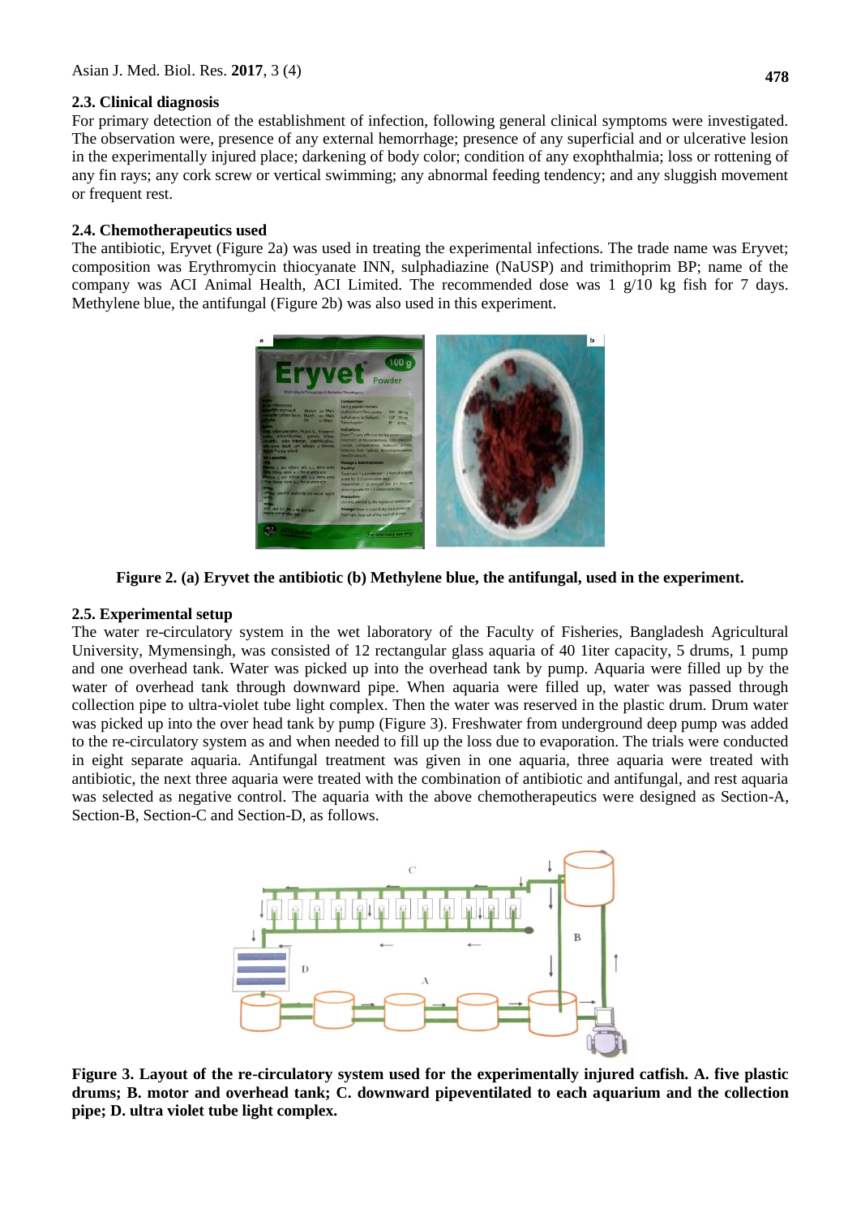### 2.3. Clinical diagnosis

For primary detection of the establishment of infection, following general clinical symptoms were investigated. The observation were, presence of any external hemorrhage; presence of any superficial and or ulcerative lesion in the experimentally injured place; darkening of body color; condition of any exophthalmia; loss or rottening of any fin rays; any cork screw or vertical swimming; any abnormal feeding tendency; and any sluggish movement or frequent rest.

### 2.4. Chemotherapeutics used

The antibiotic, Eryvet (Figure 2a) was used in treating the experimental infections. The trade name was Eryvet; composition was Erythromycin thiocyanate INN, sulphadiazine (NaUSP) and trimithoprim BP; name of the company was ACI Animal Health, ACI Limited. The recommended dose was 1 g/10 kg fish for 7 days. Methylene blue, the antifungal (Figure 2b) was also used in this experiment.

**Figure 2. (a) Eryvet the antibiotic (b) Methylene blue, the antifungal, used in the experiment.**

### 2.5. Experimental setup

The water re-circulatory system in the wet laboratory of the Faculty of Fisheries, Bangladesh Agricultural University, Mymensingh, was consisted of 12 rectangular glass aquaria of 40 1iter capacity, 5 drums, 1 pump and one overhead tank. Water was picked up into the overhead tank by pump. Aquaria were filled up by the water of overhead tank through downward pipe. When aquaria were filled up, water was passed through collection pipe to ultra-violet tube light complex. Then the water was reserved in the plastic drum. Drum water was picked up into the over head tank by pump (Figure 3). Freshwater from underground deep pump was added to the re-circulatory system as and when needed to fill up the loss due to evaporation. The trials were conducted in eight separate aquaria. Antifungal treatment was given in one aquaria, three aquaria were treated with antibiotic, the next three aquaria were treated with the combination of antibiotic and antifungal, and rest aquaria was selected as negative control. The aquaria with the above chemotherapeutics were designed as Section-A, Section-B, Section-C and Section-D, as follows.

**Figure 3. Layout of the re-circulatory system used for the experimentally injured catfish. A. five plastic drums; B. motor and overhead tank; C. downward pipeventilated to each aquarium and the collection pipe; D. ultra violet tube light complex.**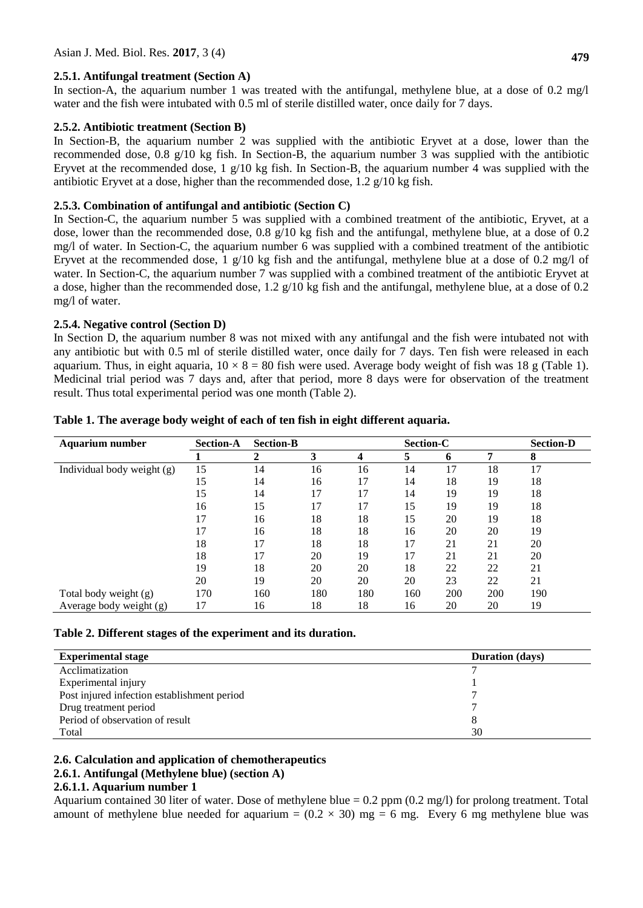### 2.5.1. Antifungal treatment (Section A)

In section-A, the aquarium number 1 was treated with the antifungal, methylene blue, at a dose of 0.2 mg/l water and the fish were intubated with 0.5 ml of sterile distilled water, once daily for 7 days.

### 2.5.2. Antibiotic treatment (Section B)

In Section-B, the aquarium number 2 was supplied with the antibiotic Eryvet at a dose, lower than the recommended dose, 0.8 g/10 kg fish. In Section-B, the aquarium number 3 was supplied with the antibiotic Eryvet at the recommended dose, 1 g/10 kg fish. In Section-B, the aquarium number 4 was supplied with the antibiotic Eryvet at a dose, higher than the recommended dose, 1.2 g/10 kg fish.

### 2.5.3. Combination of antifungal and antibiotic (Section C)

In Section-C, the aquarium number 5 was supplied with a combined treatment of the antibiotic, Eryvet, at a dose, lower than the recommended dose, 0.8 g/10 kg fish and the antifungal, methylene blue, at a dose of 0.2 mg/l of water. In Section-C, the aquarium number 6 was supplied with a combined treatment of the antibiotic Eryvet at the recommended dose, 1 g/10 kg fish and the antifungal, methylene blue at a dose of 0.2 mg/l of water. In Section-C, the aquarium number 7 was supplied with a combined treatment of the antibiotic Eryvet at a dose, higher than the recommended dose, 1.2 g/10 kg fish and the antifungal, methylene blue, at a dose of 0.2 mg/l of water.

### 2.5.4. Negative control (Section D)

In Section D, the aquarium number 8 was not mixed with any antifungal and the fish were intubated not with any antibiotic but with 0.5 ml of sterile distilled water, once daily for 7 days. Ten fish were released in each aquarium. Thus, in eight aquaria, $10 \times 8 = 80$ fish were used. Average body weight of fish was 18 g (Table 1). Medicinal trial period was 7 days and, after that period, more 8 days were for observation of the treatment result. Thus total experimental period was one month (Table 2).

**Table 1. The average body weight of each of ten fish in eight different aquaria.**

| Aquarium number | Section-A | Section-B | | | Section-C | | | Section-D |
|---|---|---|---|---|---|---|---|---|
| | 1 | 2 | 3 | 4 | 5 | 6 | 7 | 8 |
| Individual body weight (g) | 15 | 14 | 16 | 16 | 14 | 17 | 18 | 17 |
| | 15 | 14 | 16 | 17 | 14 | 18 | 19 | 18 |
| | 15 | 14 | 17 | 17 | 14 | 19 | 19 | 18 |
| | 16 | 15 | 17 | 17 | 15 | 19 | 19 | 18 |
| | 17 | 16 | 18 | 18 | 15 | 20 | 19 | 18 |
| | 17 | 16 | 18 | 18 | 16 | 20 | 20 | 19 |
| | 18 | 17 | 18 | 18 | 17 | 21 | 21 | 20 |
| | 18 | 17 | 20 | 19 | 17 | 21 | 21 | 20 |
| | 19 | 18 | 20 | 20 | 18 | 22 | 22 | 21 |
| | 20 | 19 | 20 | 20 | 20 | 23 | 22 | 21 |
| Total body weight (g) | 170 | 160 | 180 | 180 | 160 | 200 | 200 | 190 |
| Average body weight (g) | 17 | 16 | 18 | 18 | 16 | 20 | 20 | 19 |

**Table 2. Different stages of the experiment and its duration.**

| Experimental stage | Duration (days) |
|---|---|
| Acclimatization | 7 |
| Experimental injury | 1 |
| Post injured infection establishment period | 7 |
| Drug treatment period | 7 |
| Period of observation of result | 8 |
| Total | 30 |

### 2.6. Calculation and application of chemotherapeutics

#### 2.6.1. Antifungal (Methylene blue) (section A)

##### 2.6.1.1. Aquarium number 1

Aquarium contained 30 liter of water. Dose of methylene blue = 0.2 ppm (0.2 mg/l) for prolong treatment. Total amount of methylene blue needed for aquarium = $(0.2 \times 30)$ mg = 6 mg. Every 6 mg methylene blue was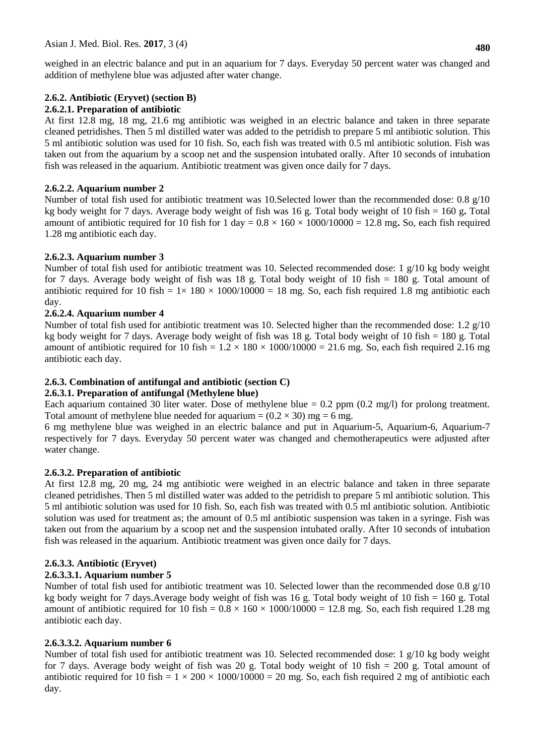weighed in an electric balance and put in an aquarium for 7 days. Everyday 50 percent water was changed and addition of methylene blue was adjusted after water change.

### 2.6.2. Antibiotic (Eryvet) (section B)

#### 2.6.2.1. Preparation of antibiotic

At first 12.8 mg, 18 mg, 21.6 mg antibiotic was weighed in an electric balance and taken in three separate cleaned petridishes. Then 5 ml distilled water was added to the petridish to prepare 5 ml antibiotic solution. This 5 ml antibiotic solution was used for 10 fish. So, each fish was treated with 0.5 ml antibiotic solution. Fish was taken out from the aquarium by a scoop net and the suspension intubated orally. After 10 seconds of intubation fish was released in the aquarium. Antibiotic treatment was given once daily for 7 days.

#### 2.6.2.2. Aquarium number 2

Number of total fish used for antibiotic treatment was 10.Selected lower than the recommended dose: 0.8 g/10 kg body weight for 7 days. Average body weight of fish was 16 g. Total body weight of 10 fish = 160 g**.** Total amount of antibiotic required for 10 fish for 1 day = $0.8 \times 160 \times 1000/10000 = 12.8$ mg**.** So, each fish required 1.28 mg antibiotic each day.

#### 2.6.2.3. Aquarium number 3

Number of total fish used for antibiotic treatment was 10. Selected recommended dose: 1 g/10 kg body weight for 7 days. Average body weight of fish was 18 g. Total body weight of 10 fish = 180 g. Total amount of antibiotic required for 10 fish = $1\times 180 \times 1000/10000 = 18$ mg. So, each fish required 1.8 mg antibiotic each day.

#### 2.6.2.4. Aquarium number 4

Number of total fish used for antibiotic treatment was 10. Selected higher than the recommended dose: 1.2 g/10 kg body weight for 7 days. Average body weight of fish was 18 g. Total body weight of 10 fish = 180 g. Total amount of antibiotic required for 10 fish = $1.2 \times 180 \times 1000/10000 = 21.6$ mg. So, each fish required 2.16 mg antibiotic each day.

### 2.6.3. Combination of antifungal and antibiotic (section C)

#### 2.6.3.1. Preparation of antifungal (Methylene blue)

Each aquarium contained 30 liter water. Dose of methylene blue = 0.2 ppm (0.2 mg/l) for prolong treatment. Total amount of methylene blue needed for aquarium = $(0.2 \times 30)$ mg = 6 mg.

6 mg methylene blue was weighed in an electric balance and put in Aquarium-5, Aquarium-6, Aquarium-7 respectively for 7 days. Everyday 50 percent water was changed and chemotherapeutics were adjusted after water change.

#### 2.6.3.2. Preparation of antibiotic

At first 12.8 mg, 20 mg, 24 mg antibiotic were weighed in an electric balance and taken in three separate cleaned petridishes. Then 5 ml distilled water was added to the petridish to prepare 5 ml antibiotic solution. This 5 ml antibiotic solution was used for 10 fish. So, each fish was treated with 0.5 ml antibiotic solution. Antibiotic solution was used for treatment as; the amount of 0.5 ml antibiotic suspension was taken in a syringe. Fish was taken out from the aquarium by a scoop net and the suspension intubated orally. After 10 seconds of intubation fish was released in the aquarium. Antibiotic treatment was given once daily for 7 days.

#### 2.6.3.3. Antibiotic (Eryvet)

##### 2.6.3.3.1. Aquarium number 5

Number of total fish used for antibiotic treatment was 10. Selected lower than the recommended dose 0.8 g/10 kg body weight for 7 days.Average body weight of fish was 16 g. Total body weight of 10 fish = 160 g. Total amount of antibiotic required for 10 fish = $0.8 \times 160 \times 1000/10000 = 12.8$ mg. So, each fish required 1.28 mg antibiotic each day.

##### 2.6.3.3.2. Aquarium number 6

Number of total fish used for antibiotic treatment was 10. Selected recommended dose: 1 g/10 kg body weight for 7 days. Average body weight of fish was 20 g. Total body weight of 10 fish = 200 g. Total amount of antibiotic required for 10 fish = $1 \times 200 \times 1000/10000 = 20$ mg. So, each fish required 2 mg of antibiotic each day.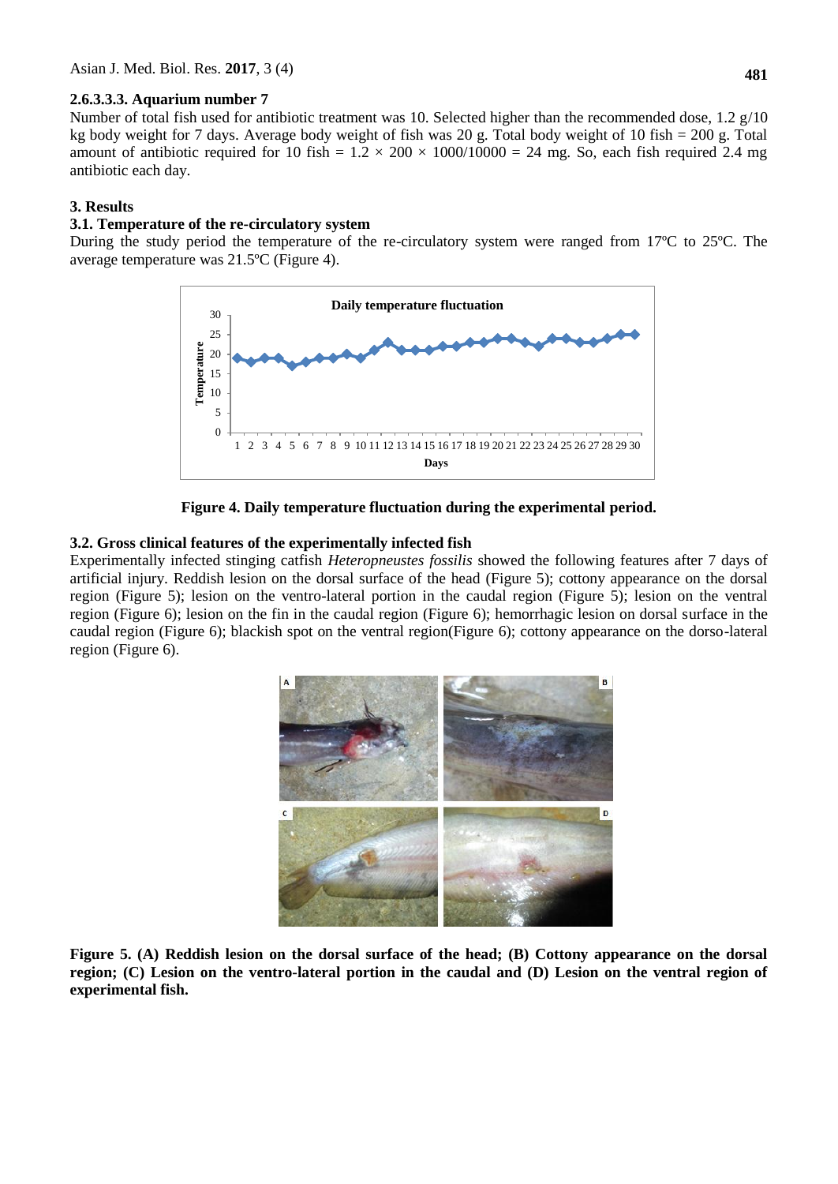#### 2.6.3.3.3. Aquarium number 7

Number of total fish used for antibiotic treatment was 10. Selected higher than the recommended dose, 1.2 g/10 kg body weight for 7 days. Average body weight of fish was 20 g. Total body weight of 10 fish = 200 g. Total amount of antibiotic required for 10 fish = $1.2 \times 200 \times 1000/10000 = 24$ mg. So, each fish required 2.4 mg antibiotic each day.

## 3. Results

### 3.1. Temperature of the re-circulatory system

During the study period the temperature of the re-circulatory system were ranged from 17ºC to 25ºC. The average temperature was 21.5ºC (Figure 4).

**Figure 4. Daily temperature fluctuation during the experimental period.**

### 3.2. Gross clinical features of the experimentally infected fish

Experimentally infected stinging catfish *Heteropneustes fossilis* showed the following features after 7 days of artificial injury. Reddish lesion on the dorsal surface of the head (Figure 5); cottony appearance on the dorsal region (Figure 5); lesion on the ventro-lateral portion in the caudal region (Figure 5); lesion on the ventral region (Figure 6); lesion on the fin in the caudal region (Figure 6); hemorrhagic lesion on dorsal surface in the caudal region (Figure 6); blackish spot on the ventral region(Figure 6); cottony appearance on the dorso-lateral region (Figure 6).

**Figure 5. (A) Reddish lesion on the dorsal surface of the head; (B) Cottony appearance on the dorsal region; (C) Lesion on the ventro-lateral portion in the caudal and (D) Lesion on the ventral region of experimental fish.**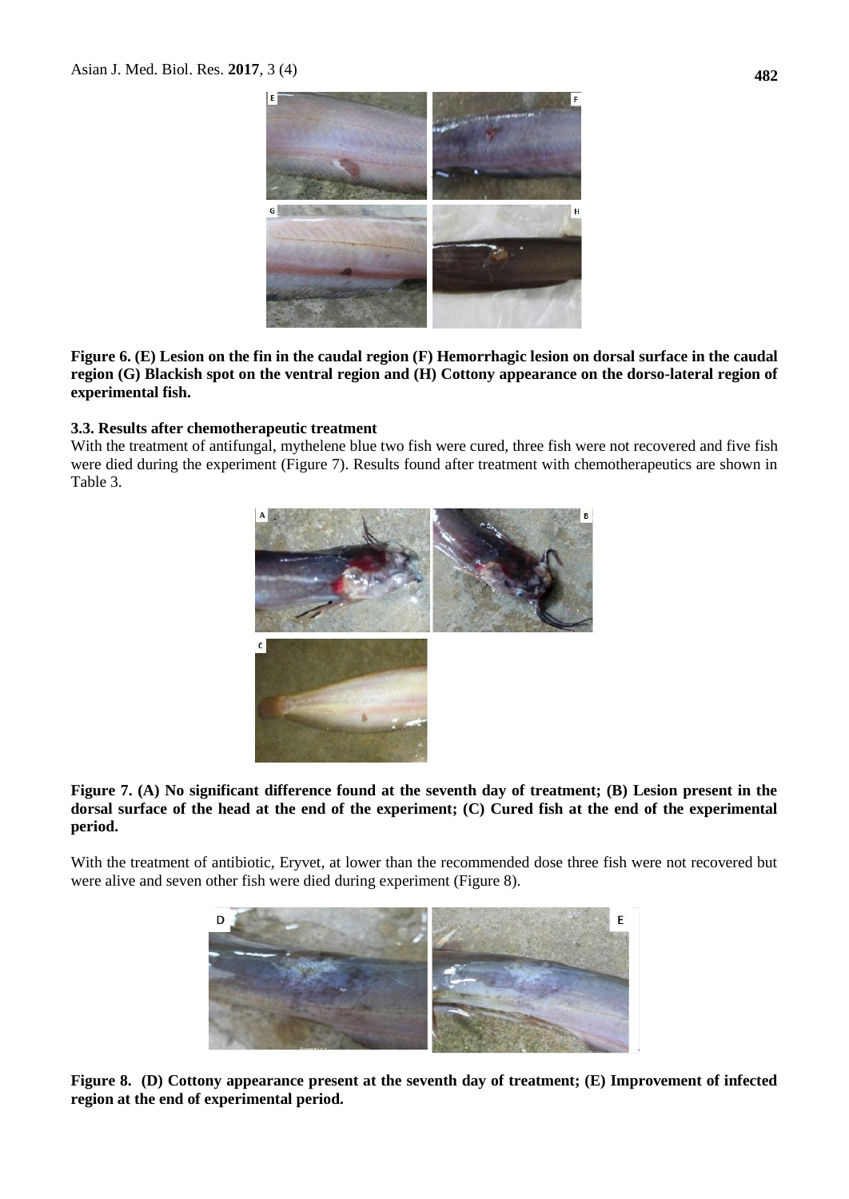**Figure 6. (E) Lesion on the fin in the caudal region (F) Hemorrhagic lesion on dorsal surface in the caudal region (G) Blackish spot on the ventral region and (H) Cottony appearance on the dorso-lateral region of experimental fish.**

### 3.3. Results after chemotherapeutic treatment

With the treatment of antifungal, mythelene blue two fish were cured, three fish were not recovered and five fish were died during the experiment (Figure 7). Results found after treatment with chemotherapeutics are shown in Table 3.

**Figure 7. (A) No significant difference found at the seventh day of treatment; (B) Lesion present in the dorsal surface of the head at the end of the experiment; (C) Cured fish at the end of the experimental period.**

With the treatment of antibiotic, Eryvet, at lower than the recommended dose three fish were not recovered but were alive and seven other fish were died during experiment (Figure 8).

**Figure 8. (D) Cottony appearance present at the seventh day of treatment; (E) Improvement of infected region at the end of experimental period.**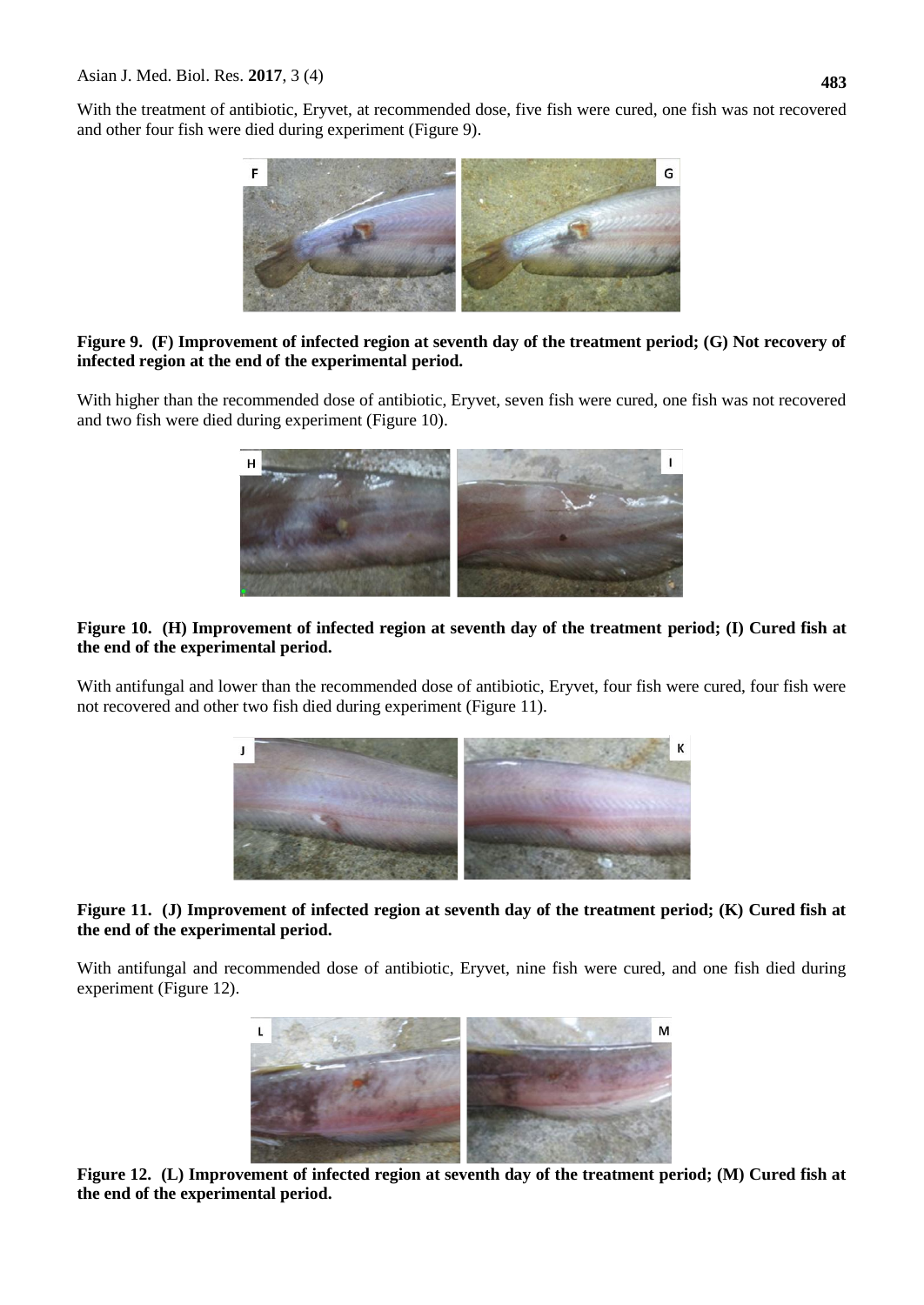With the treatment of antibiotic, Eryvet, at recommended dose, five fish were cured, one fish was not recovered and other four fish were died during experiment (Figure 9).

**Figure 9. (F) Improvement of infected region at seventh day of the treatment period; (G) Not recovery of infected region at the end of the experimental period.**

With higher than the recommended dose of antibiotic, Eryvet, seven fish were cured, one fish was not recovered and two fish were died during experiment (Figure 10).

**Figure 10. (H) Improvement of infected region at seventh day of the treatment period; (I) Cured fish at the end of the experimental period.**

With antifungal and lower than the recommended dose of antibiotic, Eryvet, four fish were cured, four fish were not recovered and other two fish died during experiment (Figure 11).

**Figure 11. (J) Improvement of infected region at seventh day of the treatment period; (K) Cured fish at the end of the experimental period.**

With antifungal and recommended dose of antibiotic, Eryvet, nine fish were cured, and one fish died during experiment (Figure 12).

**Figure 12. (L) Improvement of infected region at seventh day of the treatment period; (M) Cured fish at the end of the experimental period.**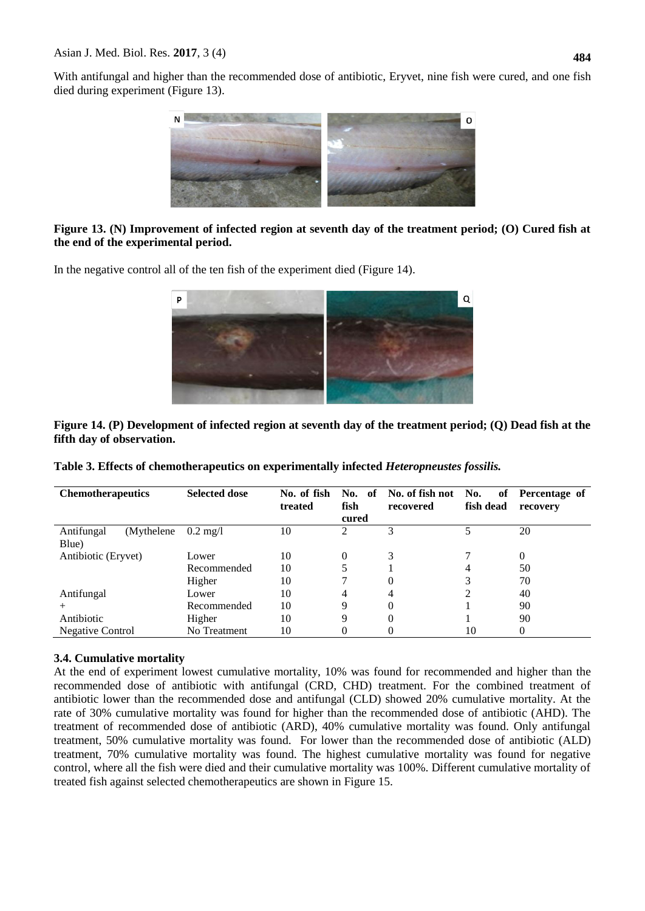With antifungal and higher than the recommended dose of antibiotic, Eryvet, nine fish were cured, and one fish died during experiment (Figure 13).

**Figure 13. (N) Improvement of infected region at seventh day of the treatment period; (O) Cured fish at the end of the experimental period.**

In the negative control all of the ten fish of the experiment died (Figure 14).

**Figure 14. (P) Development of infected region at seventh day of the treatment period; (Q) Dead fish at the fifth day of observation.**

**Table 3. Effects of chemotherapeutics on experimentally infected *Heteropneustes fossilis.***

| Chemotherapeutics | Selected dose | No. of fish treated | No. of fish cured | No. of fish not recovered | No. of fish dead | Percentage of recovery |
|---|---|---|---|---|---|---|
| Antifungal (Mythelene Blue) | 0.2 mg/l | 10 | 2 | 3 | 5 | 20 |
| Antibiotic (Eryvet) | Lower | 10 | 0 | 3 | 7 | 0 |
| | Recommended | 10 | 5 | 1 | 4 | 50 |
| | Higher | 10 | 7 | 0 | 3 | 70 |
| Antifungal | Lower | 10 | 4 | 4 | 2 | 40 |
| + | Recommended | 10 | 9 | 0 | 1 | 90 |
| Antibiotic | Higher | 10 | 9 | 0 | 1 | 90 |
| Negative Control | No Treatment | 10 | 0 | 0 | 10 | 0 |

### 3.4. Cumulative mortality

At the end of experiment lowest cumulative mortality, 10% was found for recommended and higher than the recommended dose of antibiotic with antifungal (CRD, CHD) treatment. For the combined treatment of antibiotic lower than the recommended dose and antifungal (CLD) showed 20% cumulative mortality. At the rate of 30% cumulative mortality was found for higher than the recommended dose of antibiotic (AHD). The treatment of recommended dose of antibiotic (ARD), 40% cumulative mortality was found. Only antifungal treatment, 50% cumulative mortality was found. For lower than the recommended dose of antibiotic (ALD) treatment, 70% cumulative mortality was found. The highest cumulative mortality was found for negative control, where all the fish were died and their cumulative mortality was 100%. Different cumulative mortality of treated fish against selected chemotherapeutics are shown in Figure 15.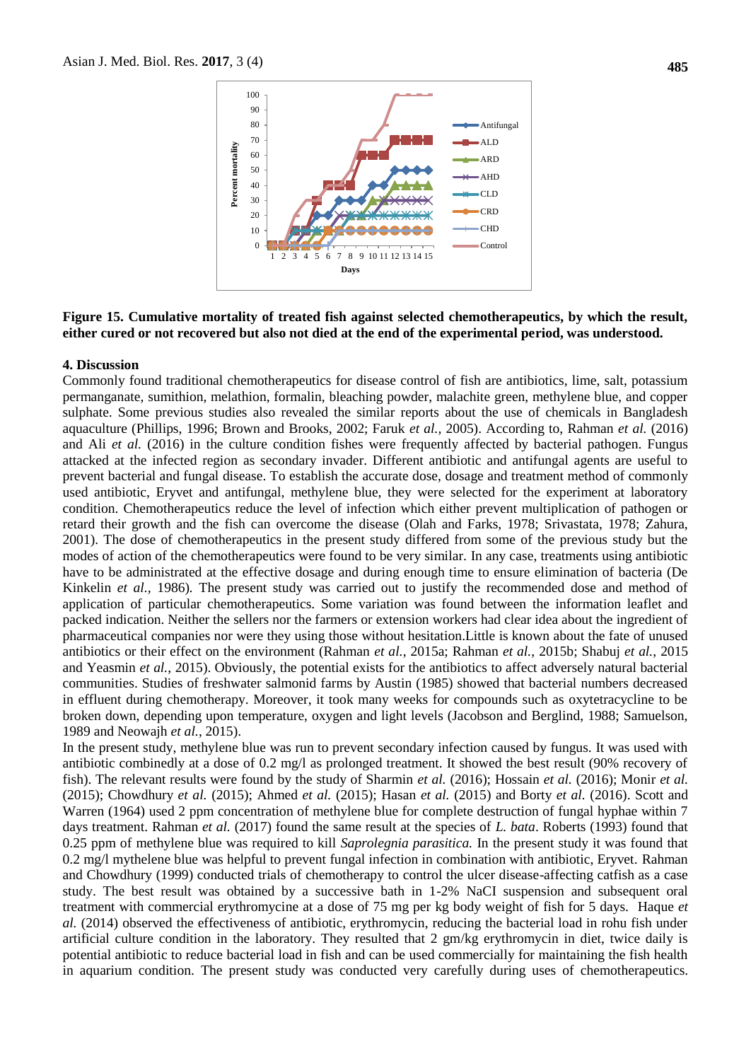**Figure 15. Cumulative mortality of treated fish against selected chemotherapeutics, by which the result, either cured or not recovered but also not died at the end of the experimental period, was understood.**

## 4. Discussion

Commonly found traditional chemotherapeutics for disease control of fish are antibiotics, lime, salt, potassium permanganate, sumithion, melathion, formalin, bleaching powder, malachite green, methylene blue, and copper sulphate. Some previous studies also revealed the similar reports about the use of chemicals in Bangladesh aquaculture (Phillips, 1996; Brown and Brooks, 2002; Faruk *et al.,* 2005). According to, Rahman *et al.* (2016) and Ali *et al.* (2016) in the culture condition fishes were frequently affected by bacterial pathogen. Fungus attacked at the infected region as secondary invader. Different antibiotic and antifungal agents are useful to prevent bacterial and fungal disease. To establish the accurate dose, dosage and treatment method of commonly used antibiotic, Eryvet and antifungal, methylene blue, they were selected for the experiment at laboratory condition. Chemotherapeutics reduce the level of infection which either prevent multiplication of pathogen or retard their growth and the fish can overcome the disease (Olah and Farks, 1978; Srivastata, 1978; Zahura, 2001). The dose of chemotherapeutics in the present study differed from some of the previous study but the modes of action of the chemotherapeutics were found to be very similar. In any case, treatments using antibiotic have to be administrated at the effective dosage and during enough time to ensure elimination of bacteria (De Kinkelin *et al.,* 1986)*.* The present study was carried out to justify the recommended dose and method of application of particular chemotherapeutics. Some variation was found between the information leaflet and packed indication. Neither the sellers nor the farmers or extension workers had clear idea about the ingredient of pharmaceutical companies nor were they using those without hesitation.Little is known about the fate of unused antibiotics or their effect on the environment (Rahman *et al.*, 2015a; Rahman *et al.*, 2015b; Shabuj *et al.*, 2015 and Yeasmin *et al.,* 2015). Obviously, the potential exists for the antibiotics to affect adversely natural bacterial communities. Studies of freshwater salmonid farms by Austin (1985) showed that bacterial numbers decreased in effluent during chemotherapy. Moreover, it took many weeks for compounds such as oxytetracycline to be broken down, depending upon temperature, oxygen and light levels (Jacobson and Berglind, 1988; Samuelson, 1989 and Neowajh *et al.*, 2015).

In the present study, methylene blue was run to prevent secondary infection caused by fungus. It was used with antibiotic combinedly at a dose of 0.2 mg/l as prolonged treatment. It showed the best result (90% recovery of fish). The relevant results were found by the study of Sharmin *et al.* (2016); Hossain *et al.* (2016); Monir *et al.* (2015); Chowdhury *et al.* (2015); Ahmed *et al.* (2015); Hasan *et al.* (2015) and Borty *et al.* (2016). Scott and Warren (1964) used 2 ppm concentration of methylene blue for complete destruction of fungal hyphae within 7 days treatment. Rahman *et al.* (2017) found the same result at the species of *L. bata*. Roberts (1993) found that 0.25 ppm of methylene blue was required to kill *Saprolegnia parasitica.* In the present study it was found that 0.2 mg/l mythelene blue was helpful to prevent fungal infection in combination with antibiotic, Eryvet. Rahman and Chowdhury (1999) conducted trials of chemotherapy to control the ulcer disease-affecting catfish as a case study. The best result was obtained by a successive bath in 1-2% NaCI suspension and subsequent oral treatment with commercial erythromycine at a dose of 75 mg per kg body weight of fish for 5 days. Haque *et al.* (2014) observed the effectiveness of antibiotic, erythromycin, reducing the bacterial load in rohu fish under artificial culture condition in the laboratory. They resulted that 2 gm/kg erythromycin in diet, twice daily is potential antibiotic to reduce bacterial load in fish and can be used commercially for maintaining the fish health in aquarium condition. The present study was conducted very carefully during uses of chemotherapeutics.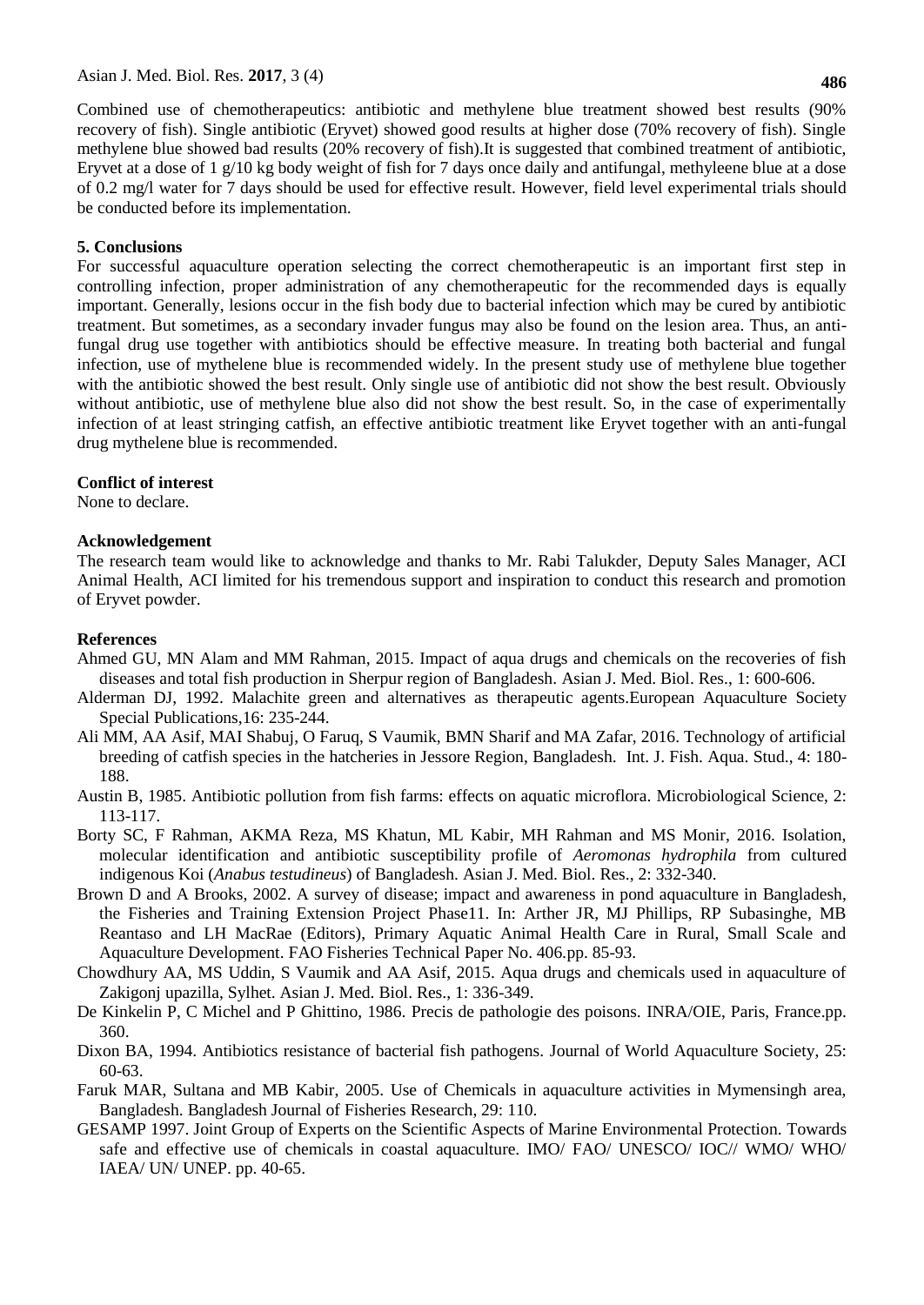Combined use of chemotherapeutics: antibiotic and methylene blue treatment showed best results (90% recovery of fish). Single antibiotic (Eryvet) showed good results at higher dose (70% recovery of fish). Single methylene blue showed bad results (20% recovery of fish).It is suggested that combined treatment of antibiotic, Eryvet at a dose of 1 g/10 kg body weight of fish for 7 days once daily and antifungal, methyleene blue at a dose of 0.2 mg/l water for 7 days should be used for effective result. However, field level experimental trials should be conducted before its implementation.

## 5. Conclusions

For successful aquaculture operation selecting the correct chemotherapeutic is an important first step in controlling infection, proper administration of any chemotherapeutic for the recommended days is equally important. Generally, lesions occur in the fish body due to bacterial infection which may be cured by antibiotic treatment. But sometimes, as a secondary invader fungus may also be found on the lesion area. Thus, an anti-fungal drug use together with antibiotics should be effective measure. In treating both bacterial and fungal infection, use of mythelene blue is recommended widely. In the present study use of methylene blue together with the antibiotic showed the best result. Only single use of antibiotic did not show the best result. Obviously without antibiotic, use of methylene blue also did not show the best result. So, in the case of experimentally infection of at least stringing catfish, an effective antibiotic treatment like Eryvet together with an anti-fungal drug mythelene blue is recommended.

## Conflict of interest

None to declare.

## Acknowledgement

The research team would like to acknowledge and thanks to Mr. Rabi Talukder, Deputy Sales Manager, ACI Animal Health, ACI limited for his tremendous support and inspiration to conduct this research and promotion of Eryvet powder.

## References

Ahmed GU, MN Alam and MM Rahman, 2015. Impact of aqua drugs and chemicals on the recoveries of fish diseases and total fish production in Sherpur region of Bangladesh. Asian J. Med. Biol. Res., 1: 600-606.

Alderman DJ, 1992. Malachite green and alternatives as therapeutic agents.European Aquaculture Society Special Publications,16: 235-244.

Ali MM, AA Asif, MAI Shabuj, O Faruq, S Vaumik, BMN Sharif and MA Zafar, 2016. Technology of artificial breeding of catfish species in the hatcheries in Jessore Region, Bangladesh. Int. J. Fish. Aqua. Stud., 4: 180-188.

Austin B, 1985. Antibiotic pollution from fish farms: effects on aquatic microflora. Microbiological Science, 2: 113-117.

Borty SC, F Rahman, AKMA Reza, MS Khatun, ML Kabir, MH Rahman and MS Monir, 2016. Isolation, molecular identification and antibiotic susceptibility profile of *Aeromonas hydrophila* from cultured indigenous Koi (*Anabus testudineus*) of Bangladesh. Asian J. Med. Biol. Res., 2: 332-340.

Brown D and A Brooks, 2002. A survey of disease; impact and awareness in pond aquaculture in Bangladesh, the Fisheries and Training Extension Project Phase11. In: Arther JR, MJ Phillips, RP Subasinghe, MB Reantaso and LH MacRae (Editors), Primary Aquatic Animal Health Care in Rural, Small Scale and Aquaculture Development. FAO Fisheries Technical Paper No. 406.pp. 85-93.

Chowdhury AA, MS Uddin, S Vaumik and AA Asif, 2015. Aqua drugs and chemicals used in aquaculture of Zakigonj upazilla, Sylhet. Asian J. Med. Biol. Res., 1: 336-349.

De Kinkelin P, C Michel and P Ghittino, 1986. Precis de pathologie des poisons. INRA/OIE, Paris, France.pp. 360.

Dixon BA, 1994. Antibiotics resistance of bacterial fish pathogens. Journal of World Aquaculture Society, 25: 60-63.

Faruk MAR, Sultana and MB Kabir, 2005. Use of Chemicals in aquaculture activities in Mymensingh area, Bangladesh. Bangladesh Journal of Fisheries Research, 29: 110.

GESAMP 1997. Joint Group of Experts on the Scientific Aspects of Marine Environmental Protection. Towards safe and effective use of chemicals in coastal aquaculture. IMO/ FAO/ UNESCO/ IOC// WMO/ WHO/ IAEA/ UN/ UNEP. pp. 40-65.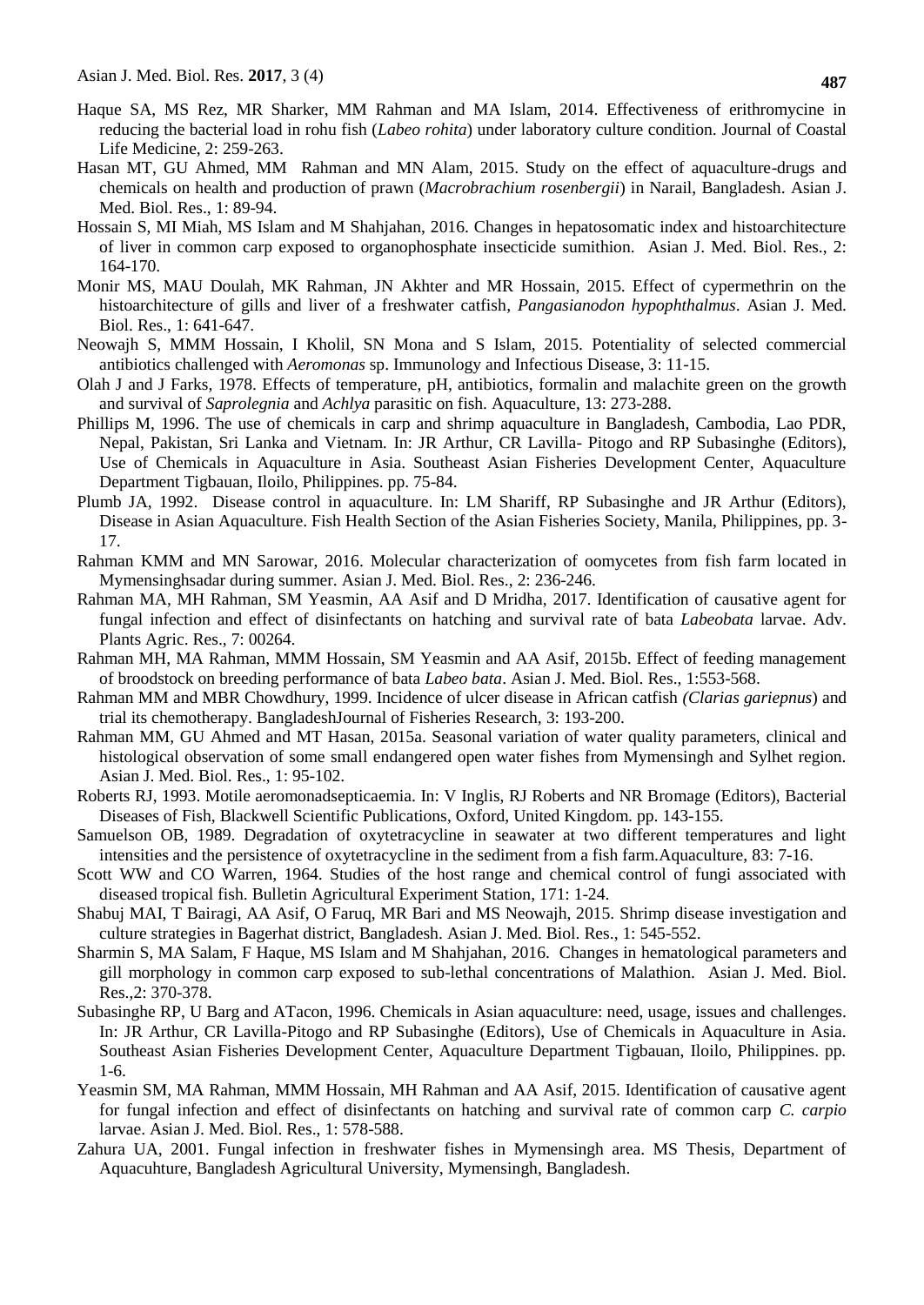Haque SA, MS Rez, MR Sharker, MM Rahman and MA Islam, 2014. Effectiveness of erithromycine in reducing the bacterial load in rohu fish (*Labeo rohita*) under laboratory culture condition. Journal of Coastal Life Medicine, 2: 259-263.

Hasan MT, GU Ahmed, MM Rahman and MN Alam, 2015. Study on the effect of aquaculture-drugs and chemicals on health and production of prawn (*Macrobrachium rosenbergii*) in Narail, Bangladesh. Asian J. Med. Biol. Res., 1: 89-94.

Hossain S, MI Miah, MS Islam and M Shahjahan, 2016. Changes in hepatosomatic index and histoarchitecture of liver in common carp exposed to organophosphate insecticide sumithion. Asian J. Med. Biol. Res., 2: 164-170.

Monir MS, MAU Doulah, MK Rahman, JN Akhter and MR Hossain, 2015. Effect of cypermethrin on the histoarchitecture of gills and liver of a freshwater catfish, *Pangasianodon hypophthalmus*. Asian J. Med. Biol. Res., 1: 641-647.

Neowajh S, MMM Hossain, I Kholil, SN Mona and S Islam, 2015. Potentiality of selected commercial antibiotics challenged with *Aeromonas* sp. Immunology and Infectious Disease, 3: 11-15.

Olah J and J Farks, 1978. Effects of temperature, pH, antibiotics, formalin and malachite green on the growth and survival of *Saprolegnia* and *Achlya* parasitic on fish. Aquaculture, 13: 273-288.

Phillips M, 1996. The use of chemicals in carp and shrimp aquaculture in Bangladesh, Cambodia, Lao PDR, Nepal, Pakistan, Sri Lanka and Vietnam. In: JR Arthur, CR Lavilla- Pitogo and RP Subasinghe (Editors), Use of Chemicals in Aquaculture in Asia. Southeast Asian Fisheries Development Center, Aquaculture Department Tigbauan, Iloilo, Philippines. pp. 75-84.

Plumb JA, 1992. Disease control in aquaculture. In: LM Shariff, RP Subasinghe and JR Arthur (Editors), Disease in Asian Aquaculture. Fish Health Section of the Asian Fisheries Society, Manila, Philippines, pp. 3-17.

Rahman KMM and MN Sarowar, 2016. Molecular characterization of oomycetes from fish farm located in Mymensinghsadar during summer. Asian J. Med. Biol. Res., 2: 236-246.

Rahman MA, MH Rahman, SM Yeasmin, AA Asif and D Mridha, 2017. Identification of causative agent for fungal infection and effect of disinfectants on hatching and survival rate of bata *Labeobata* larvae. Adv. Plants Agric. Res., 7: 00264.

Rahman MH, MA Rahman, MMM Hossain, SM Yeasmin and AA Asif, 2015b. Effect of feeding management of broodstock on breeding performance of bata *Labeo bata*. Asian J. Med. Biol. Res., 1:553-568.

Rahman MM and MBR Chowdhury, 1999. Incidence of ulcer disease in African catfish *(Clarias gariepnus*) and trial its chemotherapy. BangladeshJournal of Fisheries Research, 3: 193-200.

Rahman MM, GU Ahmed and MT Hasan, 2015a. Seasonal variation of water quality parameters, clinical and histological observation of some small endangered open water fishes from Mymensingh and Sylhet region. Asian J. Med. Biol. Res., 1: 95-102.

Roberts RJ, 1993. Motile aeromonadsepticaemia. In: V Inglis, RJ Roberts and NR Bromage (Editors), Bacterial Diseases of Fish, Blackwell Scientific Publications, Oxford, United Kingdom. pp. 143-155.

Samuelson OB, 1989. Degradation of oxytetracycline in seawater at two different temperatures and light intensities and the persistence of oxytetracycline in the sediment from a fish farm.Aquaculture, 83: 7-16.

Scott WW and CO Warren, 1964. Studies of the host range and chemical control of fungi associated with diseased tropical fish. Bulletin Agricultural Experiment Station, 171: 1-24.

Shabuj MAI, T Bairagi, AA Asif, O Faruq, MR Bari and MS Neowajh, 2015. Shrimp disease investigation and culture strategies in Bagerhat district, Bangladesh. Asian J. Med. Biol. Res., 1: 545-552.

Sharmin S, MA Salam, F Haque, MS Islam and M Shahjahan, 2016. Changes in hematological parameters and gill morphology in common carp exposed to sub-lethal concentrations of Malathion. Asian J. Med. Biol. Res.,2: 370-378.

Subasinghe RP, U Barg and ATacon, 1996. Chemicals in Asian aquaculture: need, usage, issues and challenges. In: JR Arthur, CR Lavilla-Pitogo and RP Subasinghe (Editors), Use of Chemicals in Aquaculture in Asia. Southeast Asian Fisheries Development Center, Aquaculture Department Tigbauan, Iloilo, Philippines. pp. 1-6.

Yeasmin SM, MA Rahman, MMM Hossain, MH Rahman and AA Asif, 2015. Identification of causative agent for fungal infection and effect of disinfectants on hatching and survival rate of common carp *C. carpio* larvae. Asian J. Med. Biol. Res., 1: 578-588.

Zahura UA, 2001. Fungal infection in freshwater fishes in Mymensingh area. MS Thesis, Department of Aquacuhture, Bangladesh Agricultural University, Mymensingh, Bangladesh.